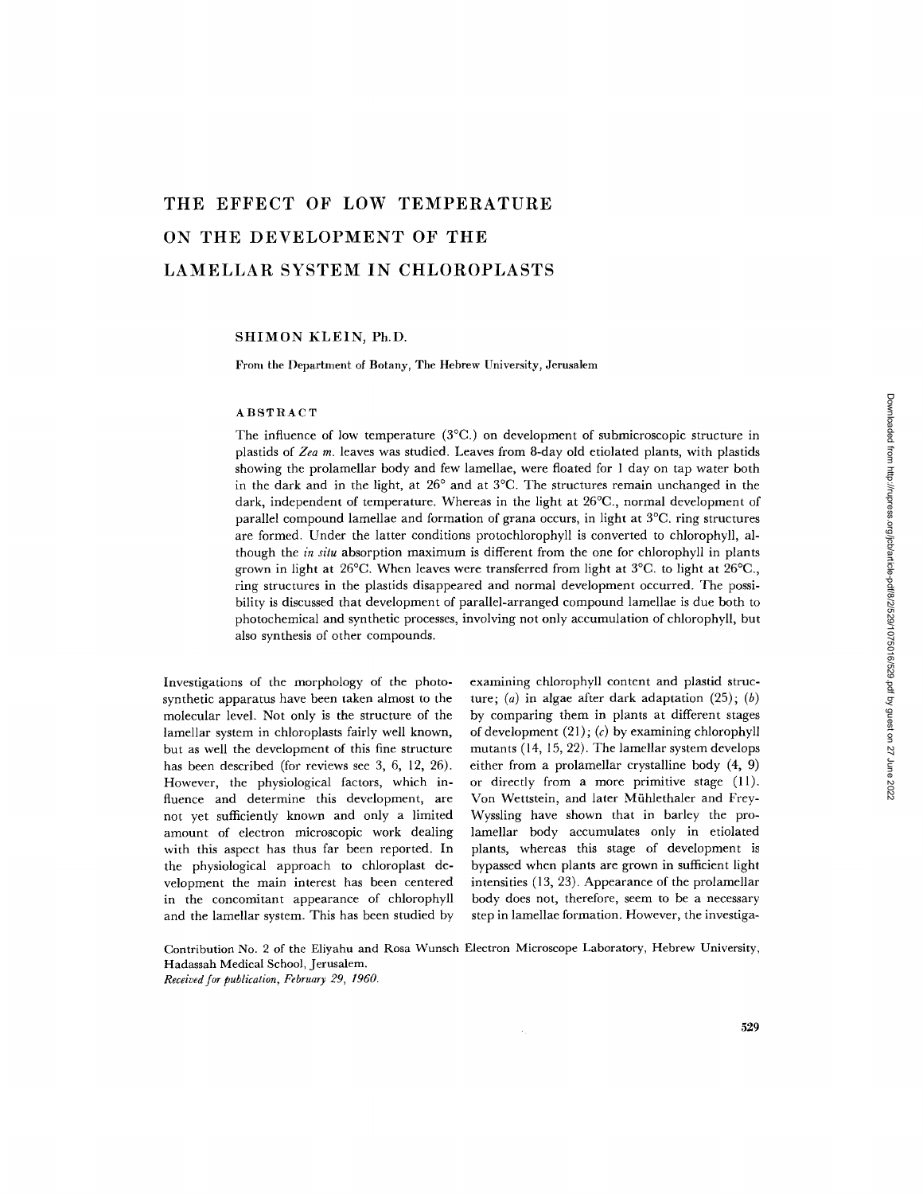# THE EFFECT OF LOW TEMPERATURE ON THE DEVELOPMENT OF THE LAMELLAR SYSTEM IN CHLOROPLASTS

SHIMON KLEIN, Ph.D.

From the Department of Botany, The Hebrew University, Jerusalem

## ABSTRACT

The influence of low temperature (3°C.) on development of submicroscopic structure in plastids of *Zea m.* leaves was studied. Leaves from 8-day old etiolated plants, with plastids showing the prolamellar body and few lamellae, were floated for 1 day on tap water both in the dark and in the light, at 26° and at 3°C. The structures remain unchanged in the dark, independent of temperature. Whereas in the light at 26°C., normal development of parallel compound lamellae and formation of grana occurs, in light at 3°C. ring structures are formed. Under the latter conditions protochlorophyll is converted to chlorophyll, although the *in situ* absorption maximum is different from the one for chlorophyll in plants grown in light at 26°C. When leaves were transferred from light at 3°C. to light at 26°C., ring structures in the plastids disappeared and normal development occurred. The possibility is discussed that development of parallel-arranged compound lamellae is due both to photochemical and synthetic processes, involving not only accumulation of chlorophyll, but also synthesis of other compounds.

Investigations of the morphology of the photosynthetic apparatus have been taken almost to the molecular level. Not only is the structure of the lamellar system in chloroplasts fairly well known, but as well the development of this fine structure has been described (for reviews see 3, 6, 12, 26). However, the physiological factors, which influence and determine this development, are not yet sufficiently known and only a limited amount of electron microscopic work dealing with this aspect has thus far been reported. In the physiological approach to chloroplast development the main interest has been centered in the concomitant appearance of chlorophyll and the lamellar system. This has been studied by examining chlorophyll content and plastid structure; (*a*) in algae after dark adaptation (25); (*b*) by comparing them in plants at different stages of development (21); (*c*) by examining chlorophyll mutants (14, 15, 22). The lamellar system develops either from a prolamellar crystalline body (4, 9) or directly from a more primitive stage (11). Von Wettstein, and later Mühlethaler and Frey-Wyssling have shown that in barley the prolamellar body accumulates only in etiolated plants, whereas this stage of development is bypassed when plants are grown in sufficient light intensities (13, 23). Appearance of the prolamellar body does not, therefore, seem to be a necessary step in lamellae formation. However, the investiga-

Contribution No. 2 of the Eliyahu and Rosa Wunsch Electron Microscope Laboratory, Hebrew University, Hadassah Medical School, Jerusalem.
*Received for publication, February 29, 1960.*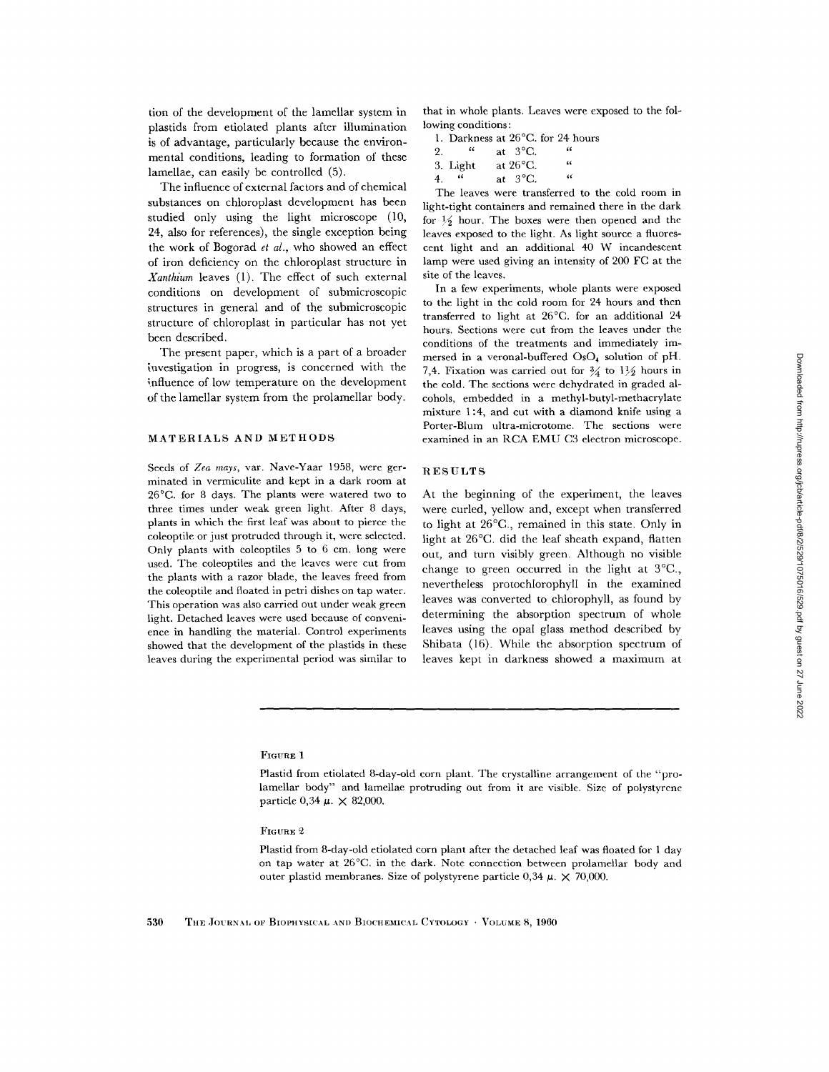tion of the development of the lamellar system in plastids from etiolated plants after illumination is of advantage, particularly because the environmental conditions, leading to formation of these lamellae, can easily be controlled (5).

The influence of external factors and of chemical substances on chloroplast development has been studied only using the light microscope (10, 24, also for references), the single exception being the work of Bogorad *et al.*, who showed an effect of iron deficiency on the chloroplast structure in *Xanthium* leaves (1). The effect of such external conditions on development of submicroscopic structures in general and of the submicroscopic structure of chloroplast in particular has not yet been described.

The present paper, which is a part of a broader investigation in progress, is concerned with the influence of low temperature on the development of the lamellar system from the prolamellar body.

## MATERIALS AND METHODS

Seeds of *Zea mays*, var. Nave-Yaar 1958, were germinated in vermiculite and kept in a dark room at 26°C. for 8 days. The plants were watered two to three times under weak green light. After 8 days, plants in which the first leaf was about to pierce the coleoptile or just protruded through it, were selected. Only plants with coleoptiles 5 to 6 cm. long were used. The coleoptiles and the leaves were cut from the plants with a razor blade, the leaves freed from the coleoptile and floated in petri dishes on tap water. This operation was also carried out under weak green light. Detached leaves were used because of convenience in handling the material. Control experiments showed that the development of the plastids in these leaves during the experimental period was similar to that in whole plants. Leaves were exposed to the following conditions:

1. Darkness at 26°C. for 24 hours
2. " at 3°C. "
3. Light at 26°C. "
4. " at 3°C. "

The leaves were transferred to the cold room in light-tight containers and remained there in the dark for ½ hour. The boxes were then opened and the leaves exposed to the light. As light source a fluorescent light and an additional 40 W incandescent lamp were used giving an intensity of 200 FC at the site of the leaves.

In a few experiments, whole plants were exposed to the light in the cold room for 24 hours and then transferred to light at 26°C. for an additional 24 hours. Sections were cut from the leaves under the conditions of the treatments and immediately immersed in a veronal-buffered $OsO_4$ solution of pH. 7,4. Fixation was carried out for ¾ to 1½ hours in the cold. The sections were dehydrated in graded alcohols, embedded in a methyl-butyl-methacrylate mixture 1:4, and cut with a diamond knife using a Porter-Blum ultra-microtome. The sections were examined in an RCA EMU C3 electron microscope.

## RESULTS

At the beginning of the experiment, the leaves were curled, yellow and, except when transferred to light at 26°C., remained in this state. Only in light at 26°C. did the leaf sheath expand, flatten out, and turn visibly green. Although no visible change to green occurred in the light at 3°C., nevertheless protochlorophyll in the examined leaves was converted to chlorophyll, as found by determining the absorption spectrum of whole leaves using the opal glass method described by Shibata (16). While the absorption spectrum of leaves kept in darkness showed a maximum at

FIGURE 1

Plastid from etiolated 8-day-old corn plant. The crystalline arrangement of the "prolamellar body" and lamellae protruding out from it are visible. Size of polystyrene particle 0,34 μ. × 82,000.

FIGURE 2

Plastid from 8-day-old etiolated corn plant after the detached leaf was floated for 1 day on tap water at 26°C. in the dark. Note connection between prolamellar body and outer plastid membranes. Size of polystyrene particle 0,34 μ. × 70,000.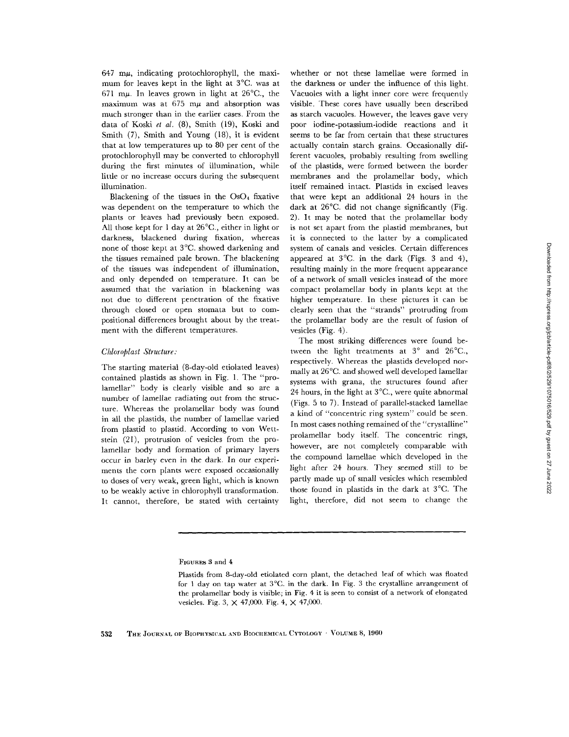647 mμ, indicating protochlorophyll, the maximum for leaves kept in the light at 3°C. was at 671 mμ. In leaves grown in light at 26°C., the maximum was at 675 mμ and absorption was much stronger than in the earlier cases. From the data of Koski *et al.* (8), Smith (19), Koski and Smith (7), Smith and Young (18), it is evident that at low temperatures up to 80 per cent of the protochlorophyll may be converted to chlorophyll during the first minutes of illumination, while little or no increase occurs during the subsequent illumination.

Blackening of the tissues in the $OsO_4$ fixative was dependent on the temperature to which the plants or leaves had previously been exposed. All those kept for 1 day at 26°C., either in light or darkness, blackened during fixation, whereas none of those kept at 3°C. showed darkening and the tissues remained pale brown. The blackening of the tissues was independent of illumination, and only depended on temperature. It can be assumed that the variation in blackening was not due to different penetration of the fixative through closed or open stomata but to compositional differences brought about by the treatment with the different temperatures.

### *Chloroplast Structure:*

The starting material (8-day-old etiolated leaves) contained plastids as shown in Fig. 1. The "prolamellar" body is clearly visible and so are a number of lamellae radiating out from the structure. Whereas the prolamellar body was found in all the plastids, the number of lamellae varied from plastid to plastid. According to von Wettstein (21), protrusion of vesicles from the prolamellar body and formation of primary layers occur in barley even in the dark. In our experiments the corn plants were exposed occasionally to doses of very weak, green light, which is known to be weakly active in chlorophyll transformation. It cannot, therefore, be stated with certainty whether or not these lamellae were formed in the darkness or under the influence of this light. Vacuoles with a light inner core were frequently visible. These cores have usually been described as starch vacuoles. However, the leaves gave very poor iodine-potassium-iodide reactions and it seems to be far from certain that these structures actually contain starch grains. Occasionally different vacuoles, probably resulting from swelling of the plastids, were formed between the border membranes and the prolamellar body, which itself remained intact. Plastids in excised leaves that were kept an additional 24 hours in the dark at 26°C. did not change significantly (Fig. 2). It may be noted that the prolamellar body is not set apart from the plastid membranes, but it is connected to the latter by a complicated system of canals and vesicles. Certain differences appeared at 3°C. in the dark (Figs. 3 and 4), resulting mainly in the more frequent appearance of a network of small vesicles instead of the more compact prolamellar body in plants kept at the higher temperature. In these pictures it can be clearly seen that the "strands" protruding from the prolamellar body are the result of fusion of vesicles (Fig. 4).

The most striking differences were found between the light treatments at 3° and 26°C., respectively. Whereas the plastids developed normally at 26°C. and showed well developed lamellar systems with grana, the structures found after 24 hours, in the light at 3°C., were quite abnormal (Figs. 5 to 7). Instead of parallel-stacked lamellae a kind of "concentric ring system" could be seen. In most cases nothing remained of the "crystalline" prolamellar body itself. The concentric rings, however, are not completely comparable with the compound lamellae which developed in the light after 24 hours. They seemed still to be partly made up of small vesicles which resembled those found in plastids in the dark at 3°C. The light, therefore, did not seem to change the

FIGURES 3 and 4

Plastids from 8-day-old etiolated corn plant, the detached leaf of which was floated for 1 day on tap water at 3°C. in the dark. In Fig. 3 the crystalline arrangement of the prolamellar body is visible; in Fig. 4 it is seen to consist of a network of elongated vesicles. Fig. 3, × 47,000. Fig. 4, × 47,000.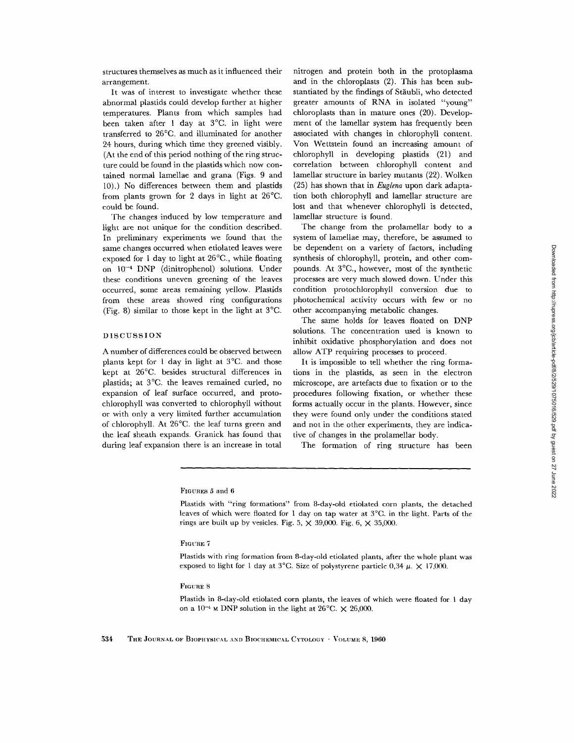structures themselves as much as it influenced their arrangement.

It was of interest to investigate whether these abnormal plastids could develop further at higher temperatures. Plants from which samples had been taken after 1 day at 3°C. in light were transferred to 26°C. and illuminated for another 24 hours, during which time they greened visibly. (At the end of this period nothing of the ring structure could be found in the plastids which now contained normal lamellae and grana (Figs. 9 and 10).) No differences between them and plastids from plants grown for 2 days in light at 26°C. could be found.

The changes induced by low temperature and light are not unique for the condition described. In preliminary experiments we found that the same changes occurred when etiolated leaves were exposed for 1 day to light at 26°C., while floating on $10^{-4}$ DNP (dinitrophenol) solutions. Under these conditions uneven greening of the leaves occurred, some areas remaining yellow. Plastids from these areas showed ring configurations (Fig. 8) similar to those kept in the light at 3°C.

## DISCUSSION

A number of differences could be observed between plants kept for 1 day in light at 3°C. and those kept at 26°C. besides structural differences in plastids; at 3°C. the leaves remained curled, no expansion of leaf surface occurred, and protochlorophyll was converted to chlorophyll without or with only a very limited further accumulation of chlorophyll. At 26°C. the leaf turns green and the leaf sheath expands. Granick has found that during leaf expansion there is an increase in total nitrogen and protein both in the protoplasma and in the chloroplasts (2). This has been substantiated by the findings of Stäubli, who detected greater amounts of RNA in isolated "young" chloroplasts than in mature ones (20). Development of the lamellar system has frequently been associated with changes in chlorophyll content. Von Wettstein found an increasing amount of chlorophyll in developing plastids (21) and correlation between chlorophyll content and lamellar structure in barley mutants (22). Wolken (25) has shown that in *Euglena* upon dark adaptation both chlorophyll and lamellar structure are lost and that whenever chlorophyll is detected, lamellar structure is found.

The change from the prolamellar body to a system of lamellae may, therefore, be assumed to be dependent on a variety of factors, including synthesis of chlorophyll, protein, and other compounds. At 3°C., however, most of the synthetic processes are very much slowed down. Under this condition protochlorophyll conversion due to photochemical activity occurs with few or no other accompanying metabolic changes.

The same holds for leaves floated on DNP solutions. The concentration used is known to inhibit oxidative phosphorylation and does not allow ATP requiring processes to proceed.

It is impossible to tell whether the ring formations in the plastids, as seen in the electron microscope, are artefacts due to fixation or to the procedures following fixation, or whether these forms actually occur in the plants. However, since they were found only under the conditions stated and not in the other experiments, they are indicative of changes in the prolamellar body.

The formation of ring structure has been

FIGURES 5 and 6

Plastids with "ring formations" from 8-day-old etiolated corn plants, the detached leaves of which were floated for 1 day on tap water at 3°C. in the light. Parts of the rings are built up by vesicles. Fig. 5, × 39,000. Fig. 6, × 35,000.

FIGURE 7

Plastids with ring formation from 8-day-old etiolated plants, after the whole plant was exposed to light for 1 day at 3°C. Size of polystyrene particle 0,34 $\mu$. × 17,000.

FIGURE 8

Plastids in 8-day-old etiolated corn plants, the leaves of which were floated for 1 day on a $10^{-4}$ M DNP solution in the light at 26°C. × 26,000.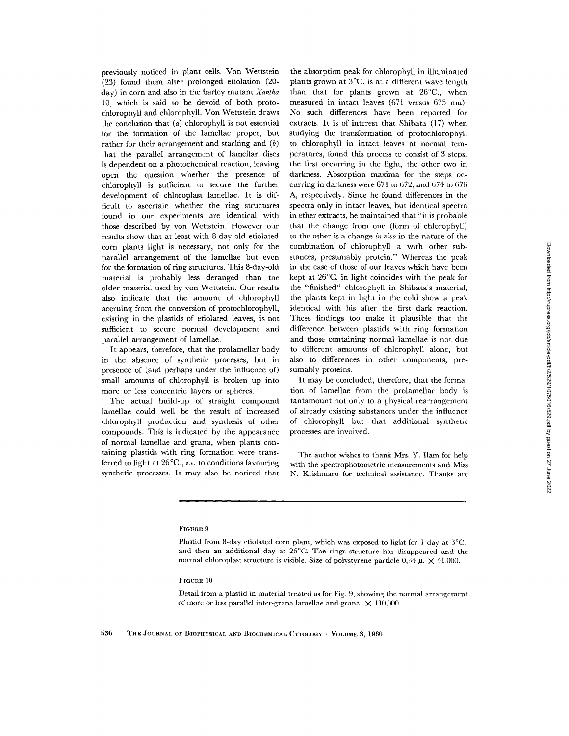previously noticed in plant cells. Von Wettstein (23) found them after prolonged etiolation (20-day) in corn and also in the barley mutant *Xantha* 10, which is said to be devoid of both protochlorophyll and chlorophyll. Von Wettstein draws the conclusion that (*a*) chlorophyll is not essential for the formation of the lamellae proper, but rather for their arrangement and stacking and (*b*) that the parallel arrangement of lamellar discs is dependent on a photochemical reaction, leaving open the question whether the presence of chlorophyll is sufficient to secure the further development of chloroplast lamellae. It is difficult to ascertain whether the ring structures found in our experiments are identical with those described by von Wettstein. However our results show that at least with 8-day-old etiolated corn plants light is necessary, not only for the parallel arrangement of the lamellae but even for the formation of ring structures. This 8-day-old material is probably less deranged than the older material used by von Wettstein. Our results also indicate that the amount of chlorophyll accruing from the conversion of protochlorophyll, existing in the plastids of etiolated leaves, is not sufficient to secure normal development and parallel arrangement of lamellae.

It appears, therefore, that the prolamellar body in the absence of synthetic processes, but in presence of (and perhaps under the influence of) small amounts of chlorophyll is broken up into more or less concentric layers or spheres.

The actual build-up of straight compound lamellae could well be the result of increased chlorophyll production and synthesis of other compounds. This is indicated by the appearance of normal lamellae and grana, when plants containing plastids with ring formation were transferred to light at 26°C., *i.e.* to conditions favouring synthetic processes. It may also be noticed that the absorption peak for chlorophyll in illuminated plants grown at 3°C. is at a different wave length than that for plants grown at 26°C., when measured in intact leaves (671 versus 675 m$\mu$). No such differences have been reported for extracts. It is of interest that Shibata (17) when studying the transformation of protochlorophyll to chlorophyll in intact leaves at normal temperatures, found this process to consist of 3 steps, the first occurring in the light, the other two in darkness. Absorption maxima for the steps occurring in darkness were 671 to 672, and 674 to 676 A, respectively. Since he found differences in the spectra only in intact leaves, but identical spectra in ether extracts, he maintained that "it is probable that the change from one (form of chlorophyll) to the other is a change *in vivo* in the nature of the combination of chlorophyll a with other substances, presumably protein." Whereas the peak in the case of those of our leaves which have been kept at 26°C. in light coincides with the peak for the "finished" chlorophyll in Shibata's material, the plants kept in light in the cold show a peak identical with his after the first dark reaction. These findings too make it plausible that the difference between plastids with ring formation and those containing normal lamellae is not due to different amounts of chlorophyll alone, but also to differences in other components, presumably proteins.

It may be concluded, therefore, that the formation of lamellae from the prolamellar body is tantamount not only to a physical rearrangement of already existing substances under the influence of chlorophyll but that additional synthetic processes are involved.

The author wishes to thank Mrs. Y. Ilam for help with the spectrophotometric measurements and Miss N. Krishmaro for technical assistance. Thanks are

FIGURE 9

Plastid from 8-day etiolated corn plant, which was exposed to light for 1 day at 3°C. and then an additional day at 26°C. The rings structure has disappeared and the normal chloroplast structure is visible. Size of polystyrene particle 0,34 $\mu$. $\times$ 41,000.

FIGURE 10

Detail from a plastid in material treated as for Fig. 9, showing the normal arrangement of more or less parallel inter-grana lamellae and grana. $\times$ 110,000.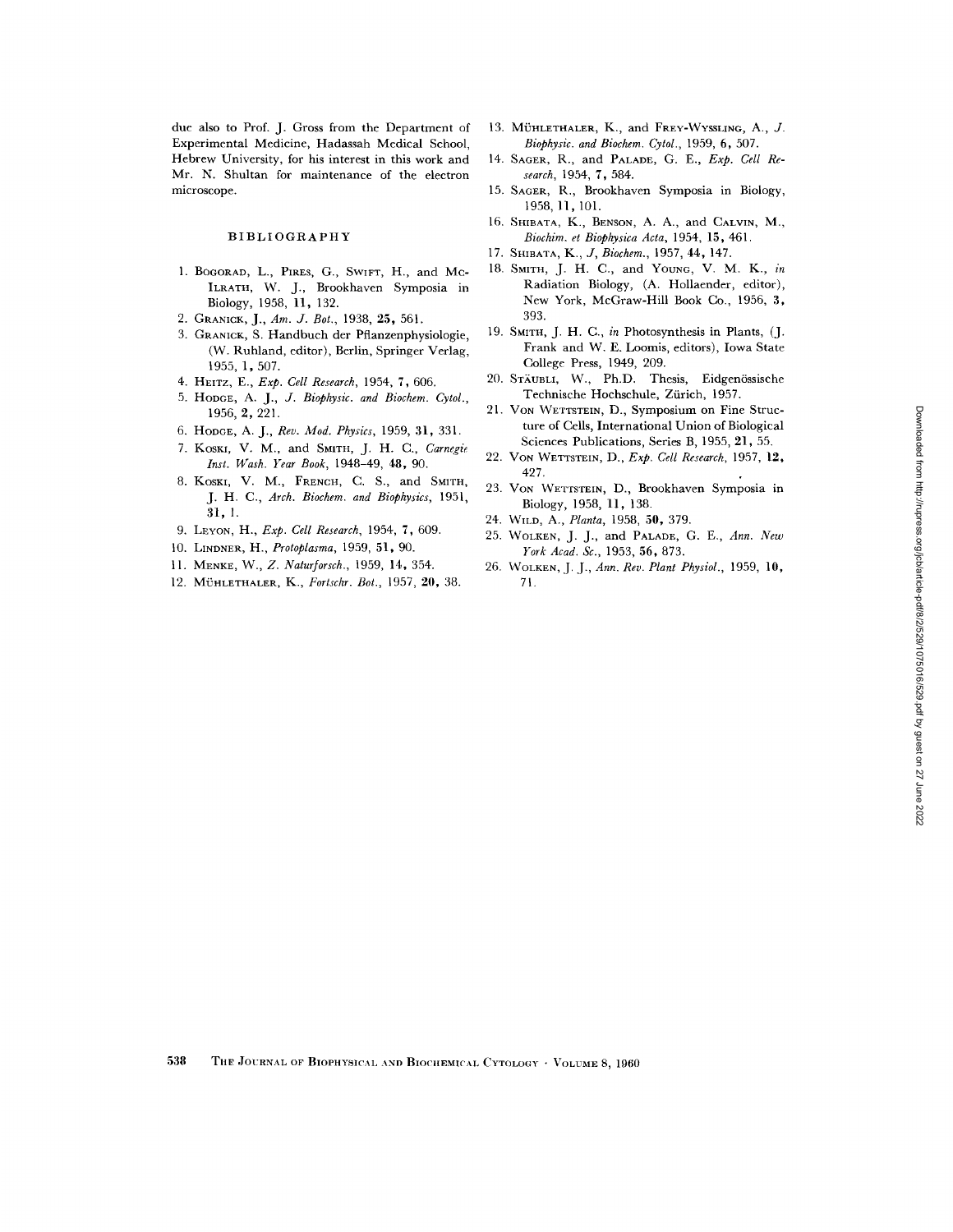due also to Prof. J. Gross from the Department of Experimental Medicine, Hadassah Medical School, Hebrew University, for his interest in this work and Mr. N. Shultan for maintenance of the electron microscope.

## BIBLIOGRAPHY

1. Bogorad, L., Pires, G., Swift, H., and McIlrath, W. J., Brookhaven Symposia in Biology, 1958, **11**, 132.
2. Granick, J., *Am. J. Bot.*, 1938, **25**, 561.
3. Granick, S. Handbuch der Pflanzenphysiologie, (W. Ruhland, editor), Berlin, Springer Verlag, 1955, **1**, 507.
4. Heitz, E., *Exp. Cell Research*, 1954, **7**, 606.
5. Hodge, A. J., *J. Biophysic. and Biochem. Cytol.*, 1956, **2**, 221.
6. Hodge, A. J., *Rev. Mod. Physics*, 1959, **31**, 331.
7. Koski, V. M., and Smith, J. H. C., *Carnegie Inst. Wash. Year Book*, 1948–49, **48**, 90.
8. Koski, V. M., French, C. S., and Smith, J. H. C., *Arch. Biochem. and Biophysics*, 1951, **31**, 1.
9. Leyon, H., *Exp. Cell Research*, 1954, **7**, 609.
10. Lindner, H., *Protoplasma*, 1959, **51**, 90.
11. Menke, W., *Z. Naturforsch.*, 1959, **14**, 354.
12. Mühlethaler, K., *Fortschr. Bot.*, 1957, **20**, 38.
13. Mühlethaler, K., and Frey-Wyssling, A., *J. Biophysic. and Biochem. Cytol.*, 1959, **6**, 507.
14. Sager, R., and Palade, G. E., *Exp. Cell Research*, 1954, **7**, 584.
15. Sager, R., Brookhaven Symposia in Biology, 1958, **11**, 101.
16. Shibata, K., Benson, A. A., and Calvin, M., *Biochim. et Biophysica Acta*, 1954, **15**, 461.
17. Shibata, K., *J, Biochem.*, 1957, **44**, 147.
18. Smith, J. H. C., and Young, V. M. K., *in* Radiation Biology, (A. Hollaender, editor), New York, McGraw-Hill Book Co., 1956, **3**, 393.
19. Smith, J. H. C., *in* Photosynthesis in Plants, (J. Frank and W. E. Loomis, editors), Iowa State College Press, 1949, 209.
20. Stäubli, W., Ph.D. Thesis, Eidgenössische Technische Hochschule, Zürich, 1957.
21. Von Wettstein, D., Symposium on Fine Structure of Cells, International Union of Biological Sciences Publications, Series B, 1955, **21**, 55.
22. Von Wettstein, D., *Exp. Cell Research*, 1957, **12**, 427.
23. Von Wettstein, D., Brookhaven Symposia in Biology, 1958, **11**, 138.
24. Wild, A., *Planta*, 1958, **50**, 379.
25. Wolken, J. J., and Palade, G. E., *Ann. New York Acad. Sc.*, 1953, **56**, 873.
26. Wolken, J. J., *Ann. Rev. Plant Physiol.*, 1959, **10**, 71.